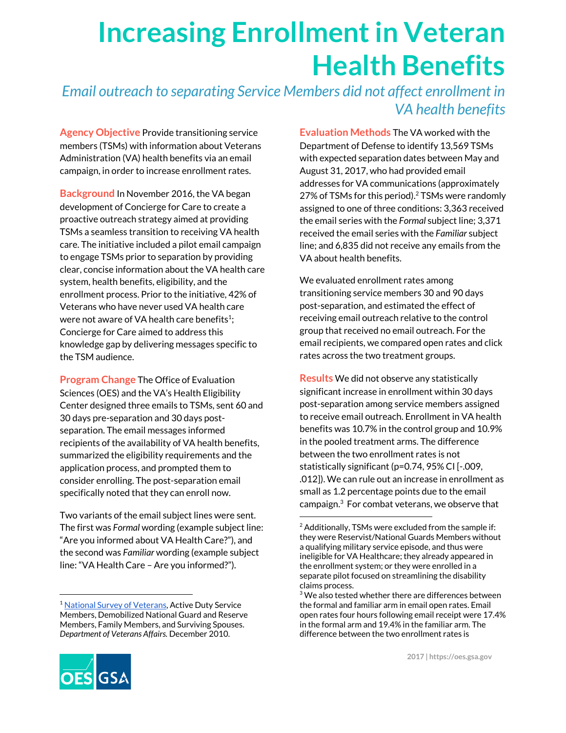# Increasing Enrollment in Veteran Health Benefits

*Email outreach to separating Service Members did not affect enrollment in VA health benefits*

**Agency Objective** Provide transitioning service members (TSMs) with information about Veterans Administration (VA) health benefits via an email campaign, in order to increase enrollment rates.

**Background** In November 2016, the VA began development of Concierge for Care to create a proactive outreach strategy aimed at providing TSMs a seamless transition to receiving VA health care. The initiative included a pilot email campaign to engage TSMs prior to separation by providing clear, concise information about the VA health care system, health benefits, eligibility, and the enrollment process. Prior to the initiative, 42% of Veterans who have never used VA health care were not aware of VA health care benefits[1]; Concierge for Care aimed to address this knowledge gap by delivering messages specific to the TSM audience.

**Program Change** The Office of Evaluation Sciences (OES) and the VA's Health Eligibility Center designed three emails to TSMs, sent 60 and 30 days pre-separation and 30 days post-separation. The email messages informed recipients of the availability of VA health benefits, summarized the eligibility requirements and the application process, and prompted them to consider enrolling. The post-separation email specifically noted that they can enroll now.

Two variants of the email subject lines were sent. The first was *Formal* wording (example subject line: "Are you informed about VA Health Care?"), and the second was *Familiar* wording (example subject line: "VA Health Care – Are you informed?").

**Evaluation Methods** The VA worked with the Department of Defense to identify 13,569 TSMs with expected separation dates between May and August 31, 2017, who had provided email addresses for VA communications (approximately 27% of TSMs for this period).[2] TSMs were randomly assigned to one of three conditions: 3,363 received the email series with the *Formal* subject line; 3,371 received the email series with the *Familiar* subject line; and 6,835 did not receive any emails from the VA about health benefits.

We evaluated enrollment rates among transitioning service members 30 and 90 days post-separation, and estimated the effect of receiving email outreach relative to the control group that received no email outreach. For the email recipients, we compared open rates and click rates across the two treatment groups.

**Results** We did not observe any statistically significant increase in enrollment within 30 days post-separation among service members assigned to receive email outreach. Enrollment in VA health benefits was 10.7% in the control group and 10.9% in the pooled treatment arms. The difference between the two enrollment rates is not statistically significant (p=0.74, 95% CI [-.009, .012]). We can rule out an increase in enrollment as small as 1.2 percentage points due to the email campaign.[3] For combat veterans, we observe that

---

[1] National Survey of Veterans, Active Duty Service Members, Demobilized National Guard and Reserve Members, Family Members, and Surviving Spouses. *Department of Veterans Affairs.* December 2010.

[2] Additionally, TSMs were excluded from the sample if: they were Reservist/National Guards Members without a qualifying military service episode, and thus were ineligible for VA Healthcare; they already appeared in the enrollment system; or they were enrolled in a separate pilot focused on streamlining the disability claims process.

[3] We also tested whether there are differences between the formal and familiar arm in email open rates. Email open rates four hours following email receipt were 17.4% in the formal arm and 19.4% in the familiar arm. The difference between the two enrollment rates is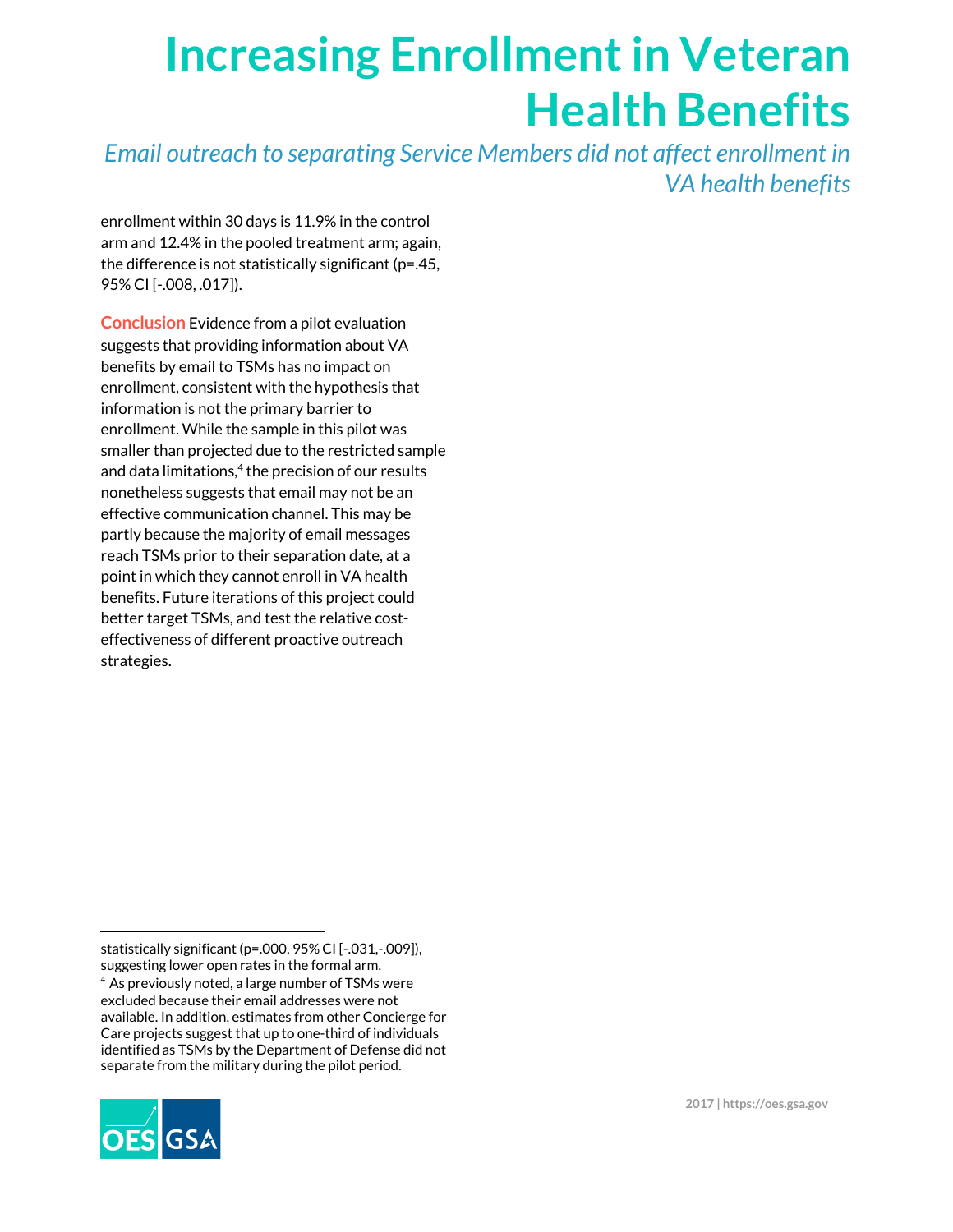# Increasing Enrollment in Veteran Health Benefits

*Email outreach to separating Service Members did not affect enrollment in VA health benefits*

enrollment within 30 days is 11.9% in the control arm and 12.4% in the pooled treatment arm; again, the difference is not statistically significant (p=.45, 95% CI [-.008, .017]).

**Conclusion** Evidence from a pilot evaluation suggests that providing information about VA benefits by email to TSMs has no impact on enrollment, consistent with the hypothesis that information is not the primary barrier to enrollment. While the sample in this pilot was smaller than projected due to the restricted sample and data limitations,[4] the precision of our results nonetheless suggests that email may not be an effective communication channel. This may be partly because the majority of email messages reach TSMs prior to their separation date, at a point in which they cannot enroll in VA health benefits. Future iterations of this project could better target TSMs, and test the relative cost-effectiveness of different proactive outreach strategies.

---

statistically significant (p=.000, 95% CI [-.031,-.009]), suggesting lower open rates in the formal arm.

[4] As previously noted, a large number of TSMs were excluded because their email addresses were not available. In addition, estimates from other Concierge for Care projects suggest that up to one-third of individuals identified as TSMs by the Department of Defense did not separate from the military during the pilot period.